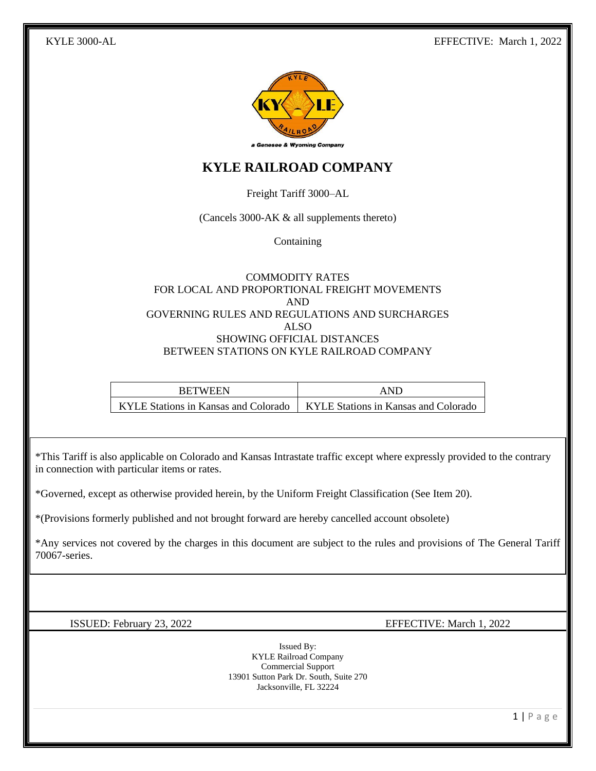KYLE 3000-AL EFFECTIVE: March 1, 2022

a Genesee & Wyoming Company

# KYLE RAILROAD COMPANY

Freight Tariff 3000–AL

(Cancels 3000-AK & all supplements thereto)

Containing

COMMODITY RATES
FOR LOCAL AND PROPORTIONAL FREIGHT MOVEMENTS
AND
GOVERNING RULES AND REGULATIONS AND SURCHARGES
ALSO
SHOWING OFFICIAL DISTANCES
BETWEEN STATIONS ON KYLE RAILROAD COMPANY

| BETWEEN | AND |
|---|---|
| KYLE Stations in Kansas and Colorado | KYLE Stations in Kansas and Colorado |

*This Tariff is also applicable on Colorado and Kansas Intrastate traffic except where expressly provided to the contrary in connection with particular items or rates.

*Governed, except as otherwise provided herein, by the Uniform Freight Classification (See Item 20).

*(Provisions formerly published and not brought forward are hereby cancelled account obsolete)

*Any services not covered by the charges in this document are subject to the rules and provisions of The General Tariff 70067-series.

ISSUED: February 23, 2022 EFFECTIVE: March 1, 2022

Issued By:
KYLE Railroad Company
Commercial Support
13901 Sutton Park Dr. South, Suite 270
Jacksonville, FL 32224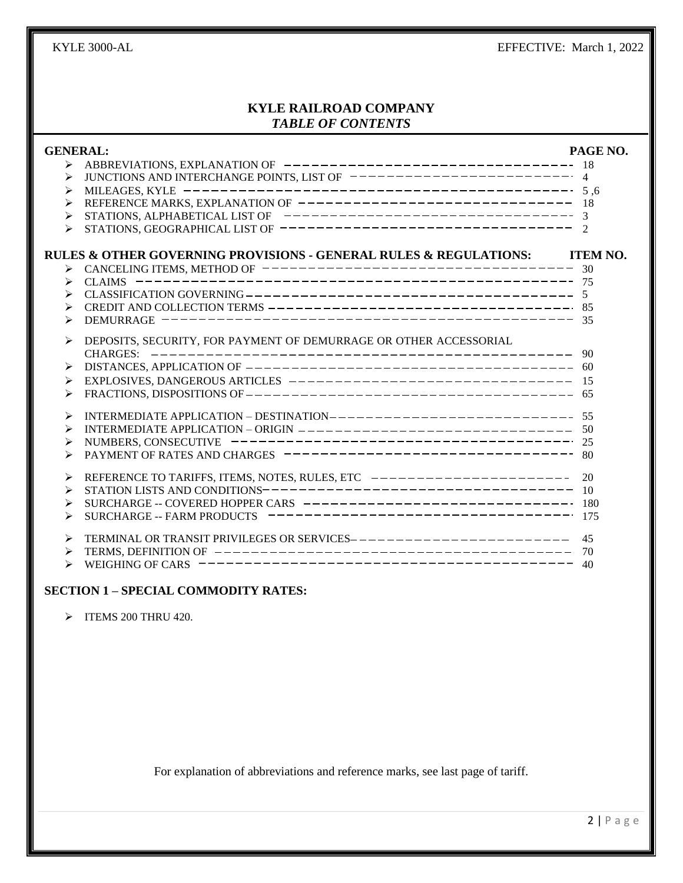## KYLE RAILROAD COMPANY
### *TABLE OF CONTENTS*

| GENERAL: | PAGE NO. |
|---|---|
| ➢ ABBREVIATIONS, EXPLANATION OF | 18 |
| ➢ JUNCTIONS AND INTERCHANGE POINTS, LIST OF | 4 |
| ➢ MILEAGES, KYLE | 5 ,6 |
| ➢ REFERENCE MARKS, EXPLANATION OF | 18 |
| ➢ STATIONS, ALPHABETICAL LIST OF | 3 |
| ➢ STATIONS, GEOGRAPHICAL LIST OF | 2 |

| RULES & OTHER GOVERNING PROVISIONS - GENERAL RULES & REGULATIONS: | ITEM NO. |
|---|---|
| ➢ CANCELING ITEMS, METHOD OF | 30 |
| ➢ CLAIMS | 75 |
| ➢ CLASSIFICATION GOVERNING | 5 |
| ➢ CREDIT AND COLLECTION TERMS | 85 |
| ➢ DEMURRAGE | 35 |
| ➢ DEPOSITS, SECURITY, FOR PAYMENT OF DEMURRAGE OR OTHER ACCESSORIAL CHARGES: | 90 |
| ➢ DISTANCES, APPLICATION OF | 60 |
| ➢ EXPLOSIVES, DANGEROUS ARTICLES | 15 |
| ➢ FRACTIONS, DISPOSITIONS OF | 65 |
| ➢ INTERMEDIATE APPLICATION – DESTINATION | 55 |
| ➢ INTERMEDIATE APPLICATION – ORIGIN | 50 |
| ➢ NUMBERS, CONSECUTIVE | 25 |
| ➢ PAYMENT OF RATES AND CHARGES | 80 |
| ➢ REFERENCE TO TARIFFS, ITEMS, NOTES, RULES, ETC | 20 |
| ➢ STATION LISTS AND CONDITIONS | 10 |
| ➢ SURCHARGE -- COVERED HOPPER CARS | 180 |
| ➢ SURCHARGE -- FARM PRODUCTS | 175 |
| ➢ TERMINAL OR TRANSIT PRIVILEGES OR SERVICES | 45 |
| ➢ TERMS, DEFINITION OF | 70 |
| ➢ WEIGHING OF CARS | 40 |

**SECTION 1 – SPECIAL COMMODITY RATES:**

- ➢ ITEMS 200 THRU 420.

For explanation of abbreviations and reference marks, see last page of tariff.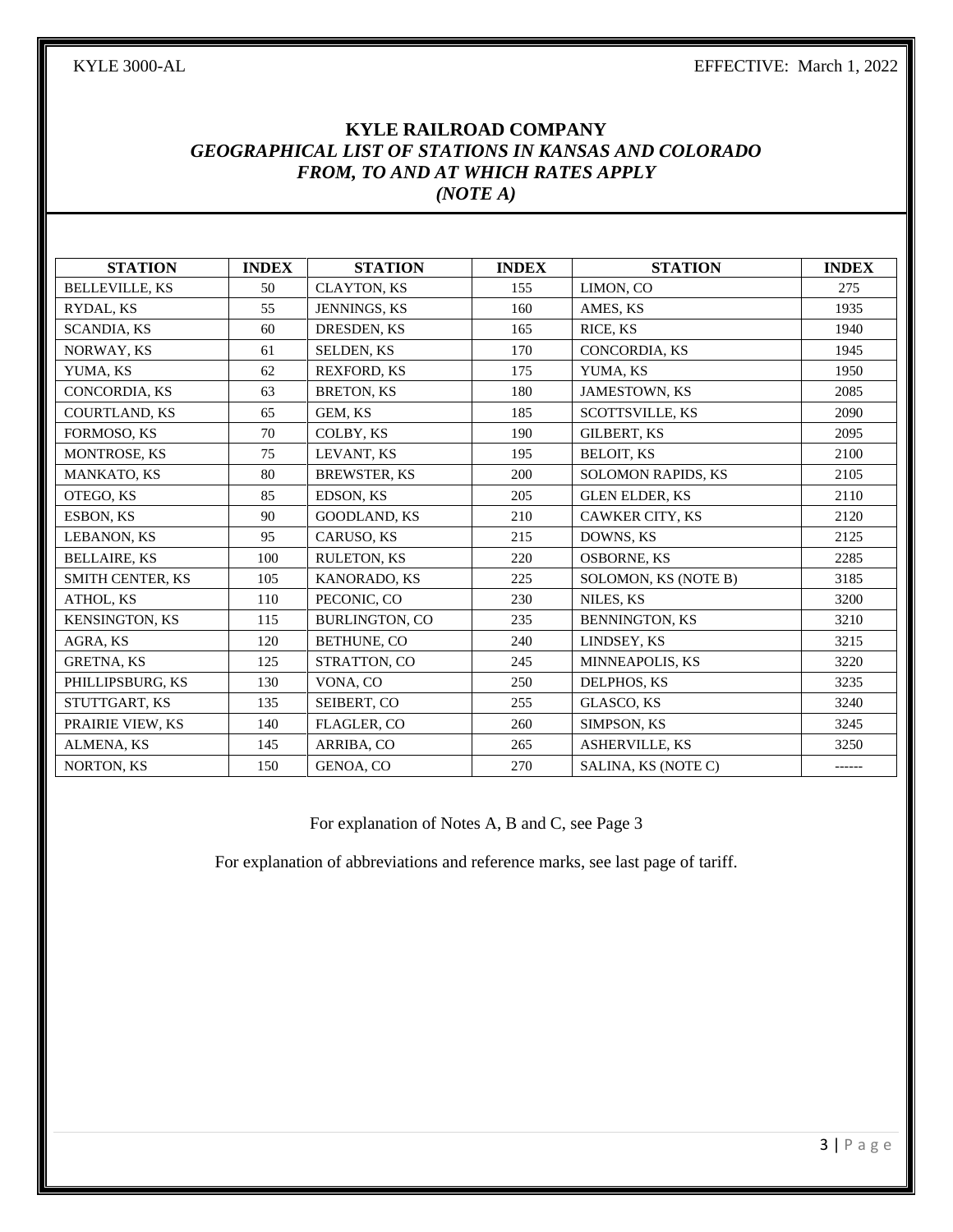# KYLE RAILROAD COMPANY

## *GEOGRAPHICAL LIST OF STATIONS IN KANSAS AND COLORADO FROM, TO AND AT WHICH RATES APPLY (NOTE A)*

| STATION | INDEX | STATION | INDEX | STATION | INDEX |
|---|---|---|---|---|---|
| BELLEVILLE, KS | 50 | CLAYTON, KS | 155 | LIMON, CO | 275 |
| RYDAL, KS | 55 | JENNINGS, KS | 160 | AMES, KS | 1935 |
| SCANDIA, KS | 60 | DRESDEN, KS | 165 | RICE, KS | 1940 |
| NORWAY, KS | 61 | SELDEN, KS | 170 | CONCORDIA, KS | 1945 |
| YUMA, KS | 62 | REXFORD, KS | 175 | YUMA, KS | 1950 |
| CONCORDIA, KS | 63 | BRETON, KS | 180 | JAMESTOWN, KS | 2085 |
| COURTLAND, KS | 65 | GEM, KS | 185 | SCOTTSVILLE, KS | 2090 |
| FORMOSO, KS | 70 | COLBY, KS | 190 | GILBERT, KS | 2095 |
| MONTROSE, KS | 75 | LEVANT, KS | 195 | BELOIT, KS | 2100 |
| MANKATO, KS | 80 | BREWSTER, KS | 200 | SOLOMON RAPIDS, KS | 2105 |
| OTEGO, KS | 85 | EDSON, KS | 205 | GLEN ELDER, KS | 2110 |
| ESBON, KS | 90 | GOODLAND, KS | 210 | CAWKER CITY, KS | 2120 |
| LEBANON, KS | 95 | CARUSO, KS | 215 | DOWNS, KS | 2125 |
| BELLAIRE, KS | 100 | RULETON, KS | 220 | OSBORNE, KS | 2285 |
| SMITH CENTER, KS | 105 | KANORADO, KS | 225 | SOLOMON, KS (NOTE B) | 3185 |
| ATHOL, KS | 110 | PECONIC, CO | 230 | NILES, KS | 3200 |
| KENSINGTON, KS | 115 | BURLINGTON, CO | 235 | BENNINGTON, KS | 3210 |
| AGRA, KS | 120 | BETHUNE, CO | 240 | LINDSEY, KS | 3215 |
| GRETNA, KS | 125 | STRATTON, CO | 245 | MINNEAPOLIS, KS | 3220 |
| PHILLIPSBURG, KS | 130 | VONA, CO | 250 | DELPHOS, KS | 3235 |
| STUTTGART, KS | 135 | SEIBERT, CO | 255 | GLASCO, KS | 3240 |
| PRAIRIE VIEW, KS | 140 | FLAGLER, CO | 260 | SIMPSON, KS | 3245 |
| ALMENA, KS | 145 | ARRIBA, CO | 265 | ASHERVILLE, KS | 3250 |
| NORTON, KS | 150 | GENOA, CO | 270 | SALINA, KS (NOTE C) | ------ |

For explanation of Notes A, B and C, see Page 3

For explanation of abbreviations and reference marks, see last page of tariff.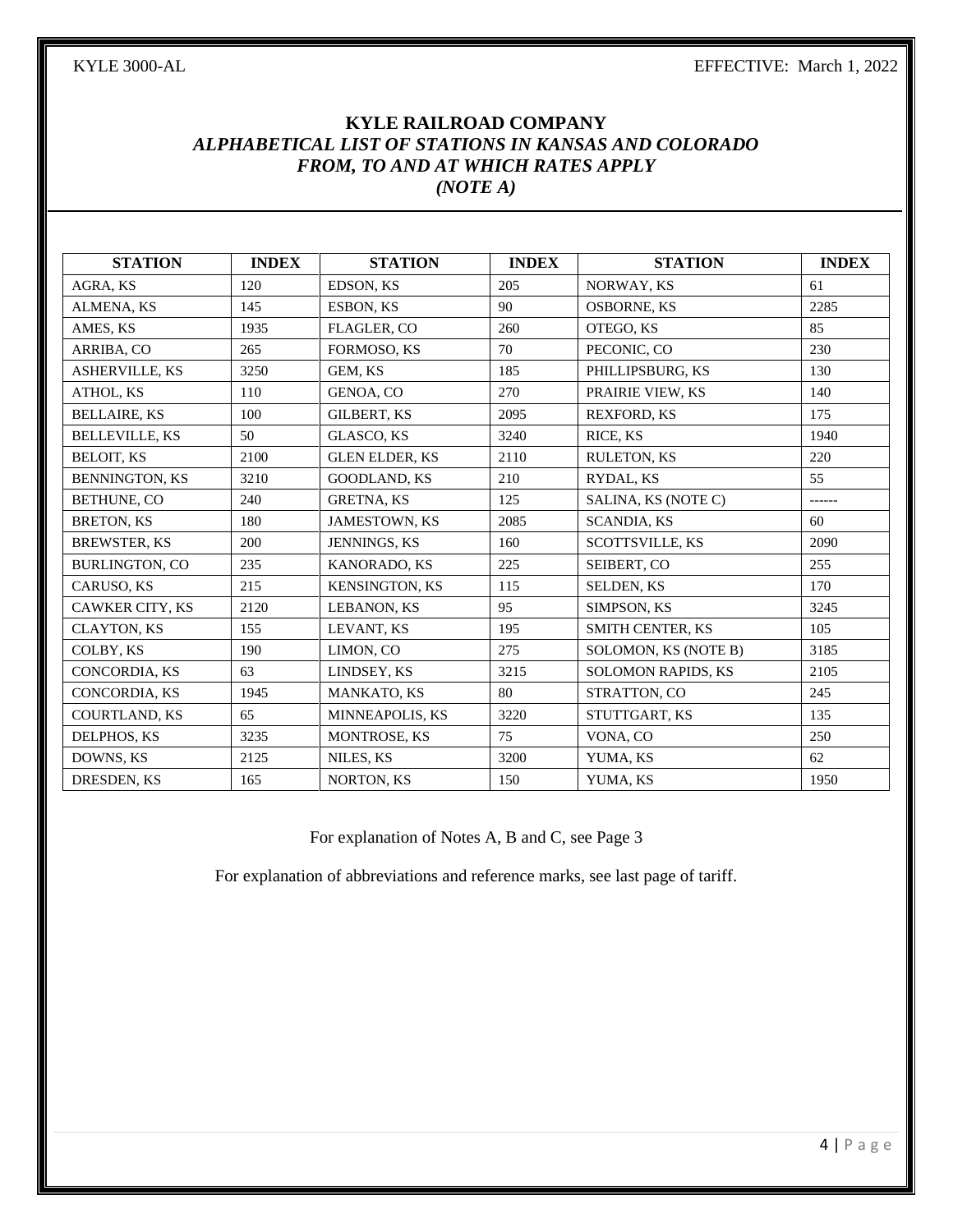## KYLE RAILROAD COMPANY

### *ALPHABETICAL LIST OF STATIONS IN KANSAS AND COLORADO FROM, TO AND AT WHICH RATES APPLY (NOTE A)*

| STATION | INDEX | STATION | INDEX | STATION | INDEX |
|---|---|---|---|---|---|
| AGRA, KS | 120 | EDSON, KS | 205 | NORWAY, KS | 61 |
| ALMENA, KS | 145 | ESBON, KS | 90 | OSBORNE, KS | 2285 |
| AMES, KS | 1935 | FLAGLER, CO | 260 | OTEGO, KS | 85 |
| ARRIBA, CO | 265 | FORMOSO, KS | 70 | PECONIC, CO | 230 |
| ASHERVILLE, KS | 3250 | GEM, KS | 185 | PHILLIPSBURG, KS | 130 |
| ATHOL, KS | 110 | GENOA, CO | 270 | PRAIRIE VIEW, KS | 140 |
| BELLAIRE, KS | 100 | GILBERT, KS | 2095 | REXFORD, KS | 175 |
| BELLEVILLE, KS | 50 | GLASCO, KS | 3240 | RICE, KS | 1940 |
| BELOIT, KS | 2100 | GLEN ELDER, KS | 2110 | RULETON, KS | 220 |
| BENNINGTON, KS | 3210 | GOODLAND, KS | 210 | RYDAL, KS | 55 |
| BETHUNE, CO | 240 | GRETNA, KS | 125 | SALINA, KS (NOTE C) | ------ |
| BRETON, KS | 180 | JAMESTOWN, KS | 2085 | SCANDIA, KS | 60 |
| BREWSTER, KS | 200 | JENNINGS, KS | 160 | SCOTTSVILLE, KS | 2090 |
| BURLINGTON, CO | 235 | KANORADO, KS | 225 | SEIBERT, CO | 255 |
| CARUSO, KS | 215 | KENSINGTON, KS | 115 | SELDEN, KS | 170 |
| CAWKER CITY, KS | 2120 | LEBANON, KS | 95 | SIMPSON, KS | 3245 |
| CLAYTON, KS | 155 | LEVANT, KS | 195 | SMITH CENTER, KS | 105 |
| COLBY, KS | 190 | LIMON, CO | 275 | SOLOMON, KS (NOTE B) | 3185 |
| CONCORDIA, KS | 63 | LINDSEY, KS | 3215 | SOLOMON RAPIDS, KS | 2105 |
| CONCORDIA, KS | 1945 | MANKATO, KS | 80 | STRATTON, CO | 245 |
| COURTLAND, KS | 65 | MINNEAPOLIS, KS | 3220 | STUTTGART, KS | 135 |
| DELPHOS, KS | 3235 | MONTROSE, KS | 75 | VONA, CO | 250 |
| DOWNS, KS | 2125 | NILES, KS | 3200 | YUMA, KS | 62 |
| DRESDEN, KS | 165 | NORTON, KS | 150 | YUMA, KS | 1950 |

For explanation of Notes A, B and C, see Page 3

For explanation of abbreviations and reference marks, see last page of tariff.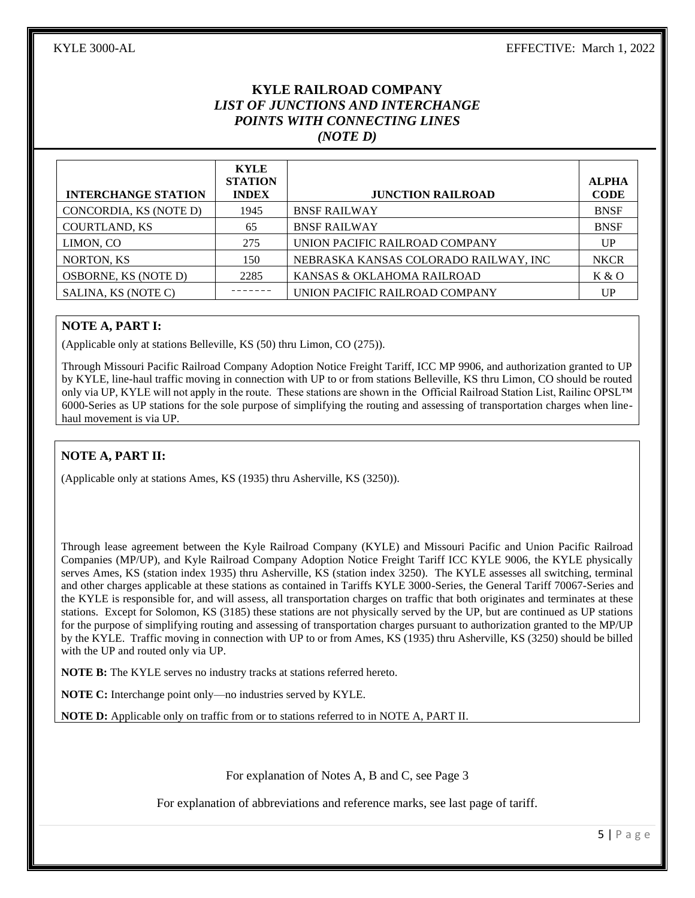# KYLE RAILROAD COMPANY

### *LIST OF JUNCTIONS AND INTERCHANGE POINTS WITH CONNECTING LINES (NOTE D)*

| INTERCHANGE STATION | KYLE STATION INDEX | JUNCTION RAILROAD | ALPHA CODE |
|---|---|---|---|
| CONCORDIA, KS (NOTE D) | 1945 | BNSF RAILWAY | BNSF |
| COURTLAND, KS | 65 | BNSF RAILWAY | BNSF |
| LIMON, CO | 275 | UNION PACIFIC RAILROAD COMPANY | UP |
| NORTON, KS | 150 | NEBRASKA KANSAS COLORADO RAILWAY, INC | NKCR |
| OSBORNE, KS (NOTE D) | 2285 | KANSAS & OKLAHOMA RAILROAD | K & O |
| SALINA, KS (NOTE C) | ------- | UNION PACIFIC RAILROAD COMPANY | UP |

**NOTE A, PART I:**

(Applicable only at stations Belleville, KS (50) thru Limon, CO (275)).

Through Missouri Pacific Railroad Company Adoption Notice Freight Tariff, ICC MP 9906, and authorization granted to UP by KYLE, line-haul traffic moving in connection with UP to or from stations Belleville, KS thru Limon, CO should be routed only via UP, KYLE will not apply in the route. These stations are shown in the Official Railroad Station List, Railinc OPSL™ 6000-Series as UP stations for the sole purpose of simplifying the routing and assessing of transportation charges when line-haul movement is via UP.

**NOTE A, PART II:**

(Applicable only at stations Ames, KS (1935) thru Asherville, KS (3250)).

Through lease agreement between the Kyle Railroad Company (KYLE) and Missouri Pacific and Union Pacific Railroad Companies (MP/UP), and Kyle Railroad Company Adoption Notice Freight Tariff ICC KYLE 9006, the KYLE physically serves Ames, KS (station index 1935) thru Asherville, KS (station index 3250). The KYLE assesses all switching, terminal and other charges applicable at these stations as contained in Tariffs KYLE 3000-Series, the General Tariff 70067-Series and the KYLE is responsible for, and will assess, all transportation charges on traffic that both originates and terminates at these stations. Except for Solomon, KS (3185) these stations are not physically served by the UP, but are continued as UP stations for the purpose of simplifying routing and assessing of transportation charges pursuant to authorization granted to the MP/UP by the KYLE. Traffic moving in connection with UP to or from Ames, KS (1935) thru Asherville, KS (3250) should be billed with the UP and routed only via UP.

**NOTE B:** The KYLE serves no industry tracks at stations referred hereto.

**NOTE C:** Interchange point only—no industries served by KYLE.

**NOTE D:** Applicable only on traffic from or to stations referred to in NOTE A, PART II.

For explanation of Notes A, B and C, see Page 3

For explanation of abbreviations and reference marks, see last page of tariff.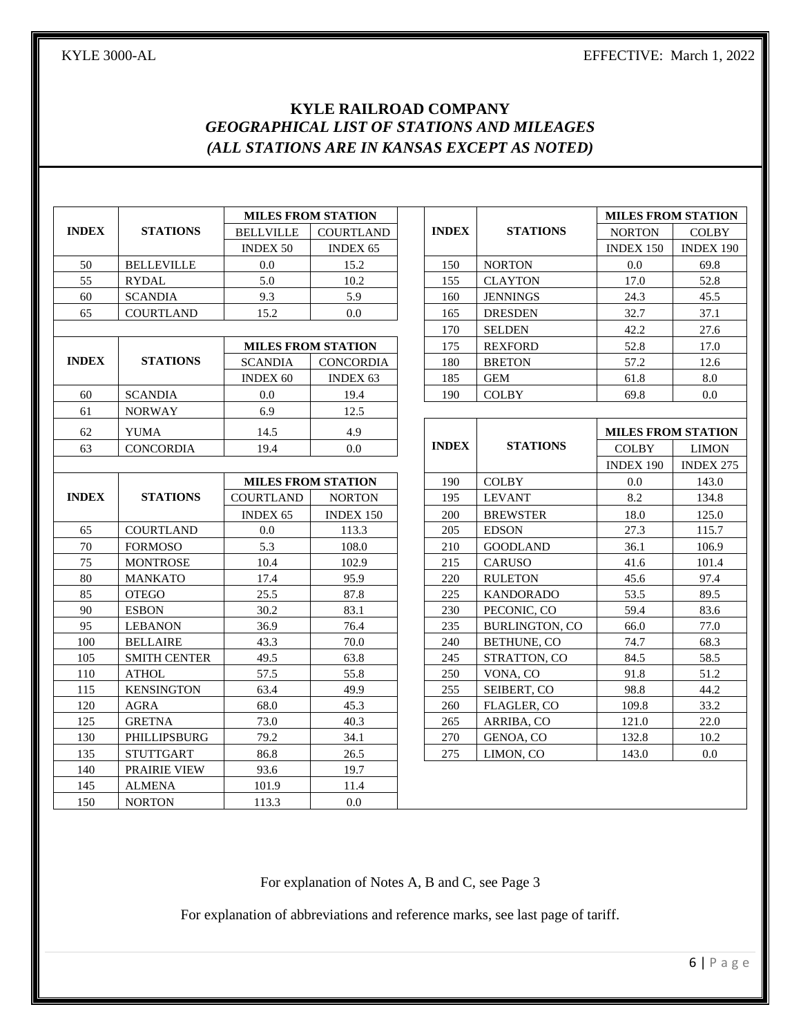# KYLE RAILROAD COMPANY

## *GEOGRAPHICAL LIST OF STATIONS AND MILEAGES*

## *(ALL STATIONS ARE IN KANSAS EXCEPT AS NOTED)*

| INDEX | STATIONS | MILES FROM STATION | |
|---|---|---|---|
| | | BELLVILLE | COURTLAND |
| | | INDEX 50 | INDEX 65 |
| 50 | BELLEVILLE | 0.0 | 15.2 |
| 55 | RYDAL | 5.0 | 10.2 |
| 60 | SCANDIA | 9.3 | 5.9 |
| 65 | COURTLAND | 15.2 | 0.0 |

| INDEX | STATIONS | MILES FROM STATION | |
|---|---|---|---|
| | | SCANDIA | CONCORDIA |
| | | INDEX 60 | INDEX 63 |
| 60 | SCANDIA | 0.0 | 19.4 |
| 61 | NORWAY | 6.9 | 12.5 |
| 62 | YUMA | 14.5 | 4.9 |
| 63 | CONCORDIA | 19.4 | 0.0 |

| INDEX | STATIONS | MILES FROM STATION | |
|---|---|---|---|
| | | COURTLAND | NORTON |
| | | INDEX 65 | INDEX 150 |
| 65 | COURTLAND | 0.0 | 113.3 |
| 70 | FORMOSO | 5.3 | 108.0 |
| 75 | MONTROSE | 10.4 | 102.9 |
| 80 | MANKATO | 17.4 | 95.9 |
| 85 | OTEGO | 25.5 | 87.8 |
| 90 | ESBON | 30.2 | 83.1 |
| 95 | LEBANON | 36.9 | 76.4 |
| 100 | BELLAIRE | 43.3 | 70.0 |
| 105 | SMITH CENTER | 49.5 | 63.8 |
| 110 | ATHOL | 57.5 | 55.8 |
| 115 | KENSINGTON | 63.4 | 49.9 |
| 120 | AGRA | 68.0 | 45.3 |
| 125 | GRETNA | 73.0 | 40.3 |
| 130 | PHILLIPSBURG | 79.2 | 34.1 |
| 135 | STUTTGART | 86.8 | 26.5 |
| 140 | PRAIRIE VIEW | 93.6 | 19.7 |
| 145 | ALMENA | 101.9 | 11.4 |
| 150 | NORTON | 113.3 | 0.0 |

| INDEX | STATIONS | MILES FROM STATION | |
|---|---|---|---|
| | | NORTON | COLBY |
| | | INDEX 150 | INDEX 190 |
| 150 | NORTON | 0.0 | 69.8 |
| 155 | CLAYTON | 17.0 | 52.8 |
| 160 | JENNINGS | 24.3 | 45.5 |
| 165 | DRESDEN | 32.7 | 37.1 |
| 170 | SELDEN | 42.2 | 27.6 |
| 175 | REXFORD | 52.8 | 17.0 |
| 180 | BRETON | 57.2 | 12.6 |
| 185 | GEM | 61.8 | 8.0 |
| 190 | COLBY | 69.8 | 0.0 |

| INDEX | STATIONS | MILES FROM STATION | |
|---|---|---|---|
| | | COLBY | LIMON |
| | | INDEX 190 | INDEX 275 |
| 190 | COLBY | 0.0 | 143.0 |
| 195 | LEVANT | 8.2 | 134.8 |
| 200 | BREWSTER | 18.0 | 125.0 |
| 205 | EDSON | 27.3 | 115.7 |
| 210 | GOODLAND | 36.1 | 106.9 |
| 215 | CARUSO | 41.6 | 101.4 |
| 220 | RULETON | 45.6 | 97.4 |
| 225 | KANDORADO | 53.5 | 89.5 |
| 230 | PECONIC, CO | 59.4 | 83.6 |
| 235 | BURLINGTON, CO | 66.0 | 77.0 |
| 240 | BETHUNE, CO | 74.7 | 68.3 |
| 245 | STRATTON, CO | 84.5 | 58.5 |
| 250 | VONA, CO | 91.8 | 51.2 |
| 255 | SEIBERT, CO | 98.8 | 44.2 |
| 260 | FLAGLER, CO | 109.8 | 33.2 |
| 265 | ARRIBA, CO | 121.0 | 22.0 |
| 270 | GENOA, CO | 132.8 | 10.2 |
| 275 | LIMON, CO | 143.0 | 0.0 |

For explanation of Notes A, B and C, see Page 3

For explanation of abbreviations and reference marks, see last page of tariff.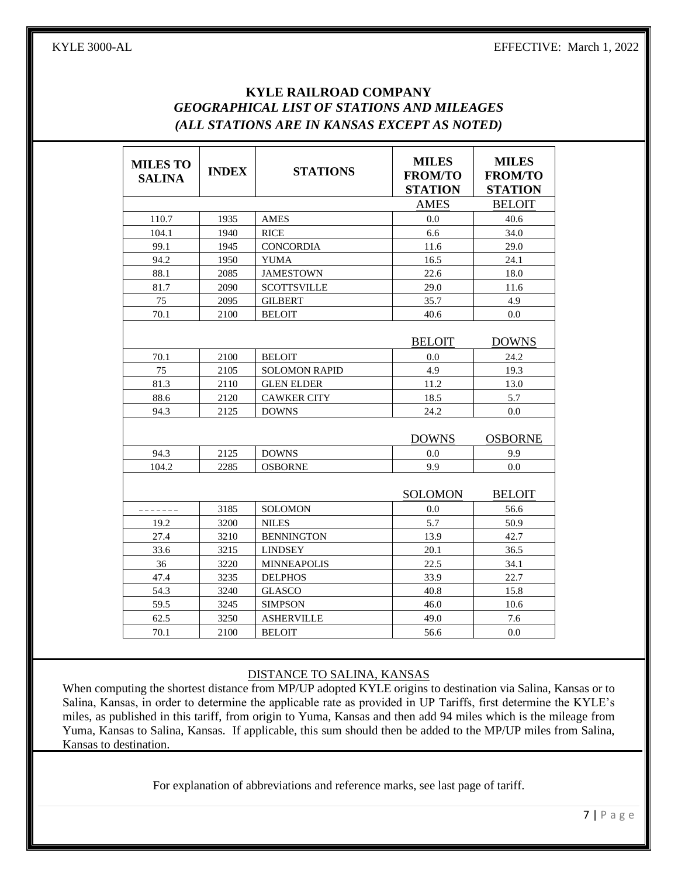**KYLE RAILROAD COMPANY**

***GEOGRAPHICAL LIST OF STATIONS AND MILEAGES***

***(ALL STATIONS ARE IN KANSAS EXCEPT AS NOTED)***

| MILES TO SALINA | INDEX | STATIONS | MILES FROM/TO STATION | MILES FROM/TO STATION |
|---|---|---|---|---|
| | | | AMES | BELOIT |
| 110.7 | 1935 | AMES | 0.0 | 40.6 |
| 104.1 | 1940 | RICE | 6.6 | 34.0 |
| 99.1 | 1945 | CONCORDIA | 11.6 | 29.0 |
| 94.2 | 1950 | YUMA | 16.5 | 24.1 |
| 88.1 | 2085 | JAMESTOWN | 22.6 | 18.0 |
| 81.7 | 2090 | SCOTTSVILLE | 29.0 | 11.6 |
| 75 | 2095 | GILBERT | 35.7 | 4.9 |
| 70.1 | 2100 | BELOIT | 40.6 | 0.0 |
| | | | BELOIT | DOWNS |
| 70.1 | 2100 | BELOIT | 0.0 | 24.2 |
| 75 | 2105 | SOLOMON RAPID | 4.9 | 19.3 |
| 81.3 | 2110 | GLEN ELDER | 11.2 | 13.0 |
| 88.6 | 2120 | CAWKER CITY | 18.5 | 5.7 |
| 94.3 | 2125 | DOWNS | 24.2 | 0.0 |
| | | | DOWNS | OSBORNE |
| 94.3 | 2125 | DOWNS | 0.0 | 9.9 |
| 104.2 | 2285 | OSBORNE | 9.9 | 0.0 |
| | | | SOLOMON | BELOIT |
| ------- | 3185 | SOLOMON | 0.0 | 56.6 |
| 19.2 | 3200 | NILES | 5.7 | 50.9 |
| 27.4 | 3210 | BENNINGTON | 13.9 | 42.7 |
| 33.6 | 3215 | LINDSEY | 20.1 | 36.5 |
| 36 | 3220 | MINNEAPOLIS | 22.5 | 34.1 |
| 47.4 | 3235 | DELPHOS | 33.9 | 22.7 |
| 54.3 | 3240 | GLASCO | 40.8 | 15.8 |
| 59.5 | 3245 | SIMPSON | 46.0 | 10.6 |
| 62.5 | 3250 | ASHERVILLE | 49.0 | 7.6 |
| 70.1 | 2100 | BELOIT | 56.6 | 0.0 |

DISTANCE TO SALINA, KANSAS

When computing the shortest distance from MP/UP adopted KYLE origins to destination via Salina, Kansas or to Salina, Kansas, in order to determine the applicable rate as provided in UP Tariffs, first determine the KYLE's miles, as published in this tariff, from origin to Yuma, Kansas and then add 94 miles which is the mileage from Yuma, Kansas to Salina, Kansas. If applicable, this sum should then be added to the MP/UP miles from Salina, Kansas to destination.

For explanation of abbreviations and reference marks, see last page of tariff.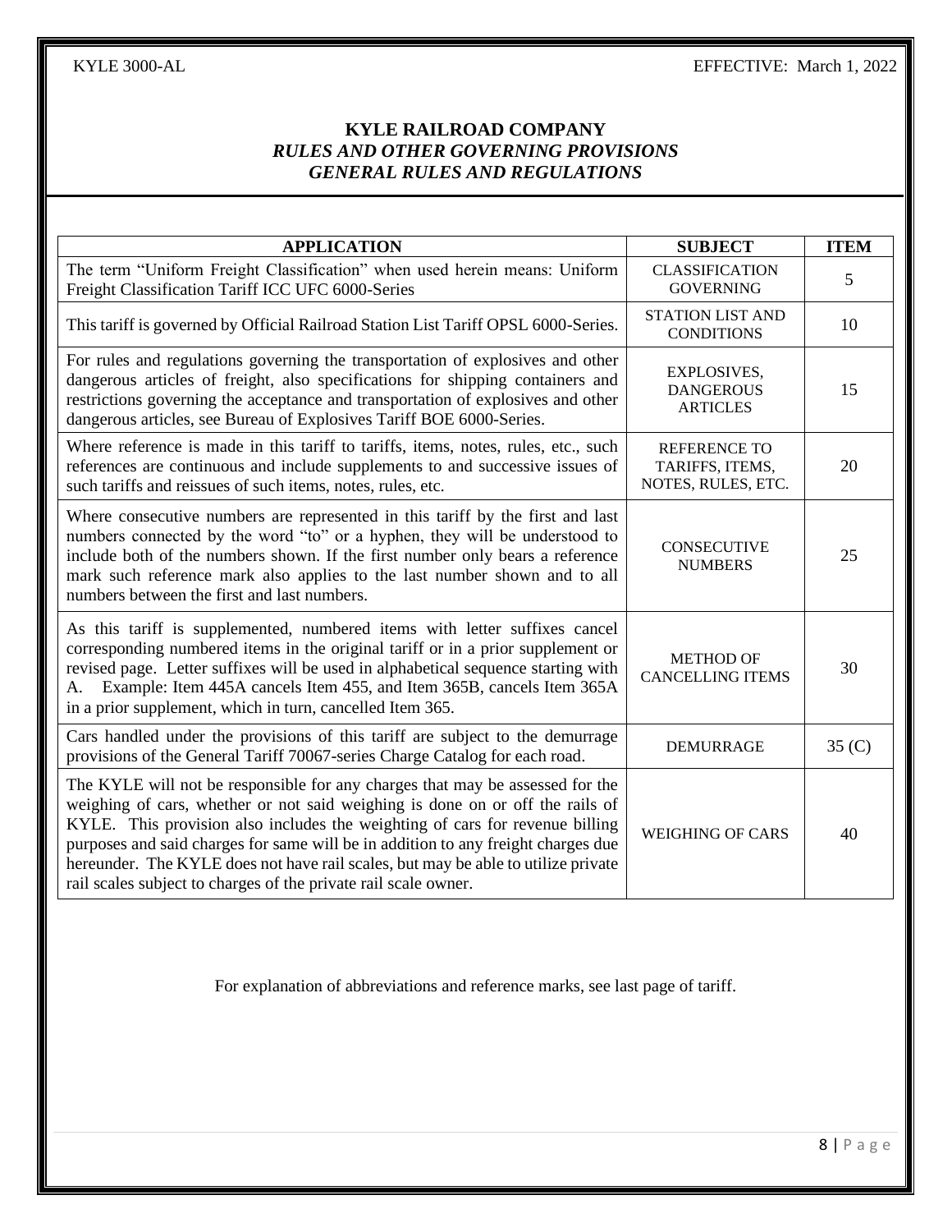## KYLE RAILROAD COMPANY
### *RULES AND OTHER GOVERNING PROVISIONS*
### *GENERAL RULES AND REGULATIONS*

| APPLICATION | SUBJECT | ITEM |
|---|---|---|
| The term "Uniform Freight Classification" when used herein means: Uniform Freight Classification Tariff ICC UFC 6000-Series | CLASSIFICATION GOVERNING | 5 |
| This tariff is governed by Official Railroad Station List Tariff OPSL 6000-Series. | STATION LIST AND CONDITIONS | 10 |
| For rules and regulations governing the transportation of explosives and other dangerous articles of freight, also specifications for shipping containers and restrictions governing the acceptance and transportation of explosives and other dangerous articles, see Bureau of Explosives Tariff BOE 6000-Series. | EXPLOSIVES, DANGEROUS ARTICLES | 15 |
| Where reference is made in this tariff to tariffs, items, notes, rules, etc., such references are continuous and include supplements to and successive issues of such tariffs and reissues of such items, notes, rules, etc. | REFERENCE TO TARIFFS, ITEMS, NOTES, RULES, ETC. | 20 |
| Where consecutive numbers are represented in this tariff by the first and last numbers connected by the word "to" or a hyphen, they will be understood to include both of the numbers shown. If the first number only bears a reference mark such reference mark also applies to the last number shown and to all numbers between the first and last numbers. | CONSECUTIVE NUMBERS | 25 |
| As this tariff is supplemented, numbered items with letter suffixes cancel corresponding numbered items in the original tariff or in a prior supplement or revised page. Letter suffixes will be used in alphabetical sequence starting with A. Example: Item 445A cancels Item 455, and Item 365B, cancels Item 365A in a prior supplement, which in turn, cancelled Item 365. | METHOD OF CANCELLING ITEMS | 30 |
| Cars handled under the provisions of this tariff are subject to the demurrage provisions of the General Tariff 70067-series Charge Catalog for each road. | DEMURRAGE | 35 (C) |
| The KYLE will not be responsible for any charges that may be assessed for the weighing of cars, whether or not said weighing is done on or off the rails of KYLE. This provision also includes the weighting of cars for revenue billing purposes and said charges for same will be in addition to any freight charges due hereunder. The KYLE does not have rail scales, but may be able to utilize private rail scales subject to charges of the private rail scale owner. | WEIGHING OF CARS | 40 |

For explanation of abbreviations and reference marks, see last page of tariff.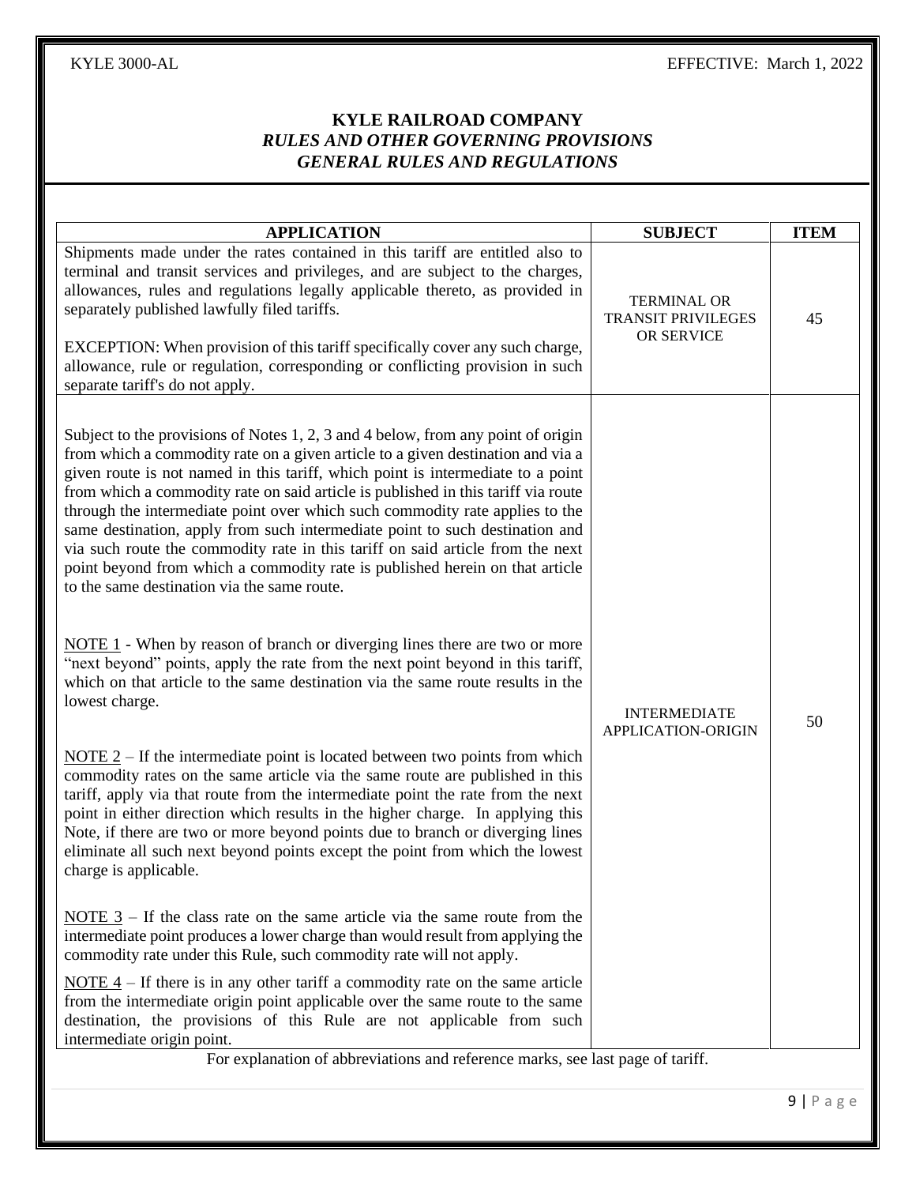# KYLE RAILROAD COMPANY

## *RULES AND OTHER GOVERNING PROVISIONS*

## *GENERAL RULES AND REGULATIONS*

| APPLICATION | SUBJECT | ITEM |
|---|---|---|
| Shipments made under the rates contained in this tariff are entitled also to terminal and transit services and privileges, and are subject to the charges, allowances, rules and regulations legally applicable thereto, as provided in separately published lawfully filed tariffs.<br><br>EXCEPTION: When provision of this tariff specifically cover any such charge, allowance, rule or regulation, corresponding or conflicting provision in such separate tariff's do not apply. | TERMINAL OR TRANSIT PRIVILEGES OR SERVICE | 45 |
| Subject to the provisions of Notes 1, 2, 3 and 4 below, from any point of origin from which a commodity rate on a given article to a given destination and via a given route is not named in this tariff, which point is intermediate to a point from which a commodity rate on said article is published in this tariff via route through the intermediate point over which such commodity rate applies to the same destination, apply from such intermediate point to such destination and via such route the commodity rate in this tariff on said article from the next point beyond from which a commodity rate is published herein on that article to the same destination via the same route.<br><br>NOTE 1 - When by reason of branch or diverging lines there are two or more "next beyond" points, apply the rate from the next point beyond in this tariff, which on that article to the same destination via the same route results in the lowest charge.<br><br>NOTE 2 – If the intermediate point is located between two points from which commodity rates on the same article via the same route are published in this tariff, apply via that route from the intermediate point the rate from the next point in either direction which results in the higher charge. In applying this Note, if there are two or more beyond points due to branch or diverging lines eliminate all such next beyond points except the point from which the lowest charge is applicable.<br><br>NOTE 3 – If the class rate on the same article via the same route from the intermediate point produces a lower charge than would result from applying the commodity rate under this Rule, such commodity rate will not apply.<br><br>NOTE 4 – If there is in any other tariff a commodity rate on the same article from the intermediate origin point applicable over the same route to the same destination, the provisions of this Rule are not applicable from such intermediate origin point. | INTERMEDIATE APPLICATION-ORIGIN | 50 |

For explanation of abbreviations and reference marks, see last page of tariff.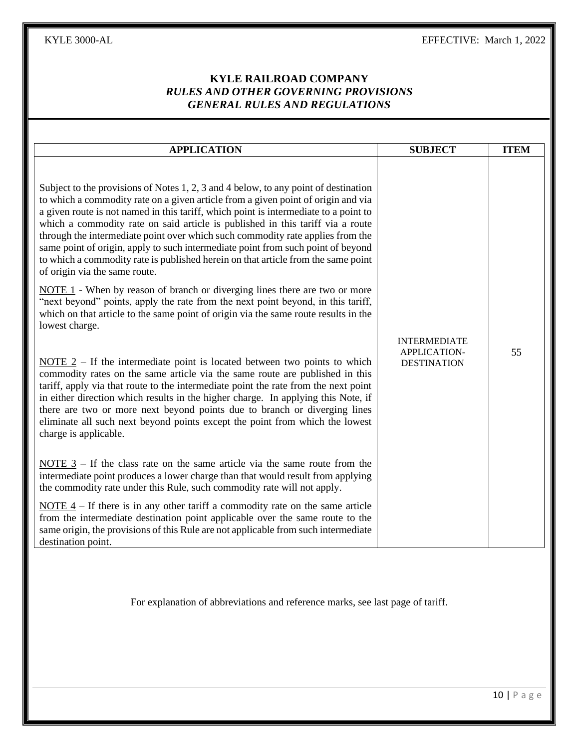# KYLE RAILROAD COMPANY
## *RULES AND OTHER GOVERNING PROVISIONS*
## *GENERAL RULES AND REGULATIONS*

| APPLICATION | SUBJECT | ITEM |
|---|---|---|
| Subject to the provisions of Notes 1, 2, 3 and 4 below, to any point of destination to which a commodity rate on a given article from a given point of origin and via a given route is not named in this tariff, which point is intermediate to a point to which a commodity rate on said article is published in this tariff via a route through the intermediate point over which such commodity rate applies from the same point of origin, apply to such intermediate point from such point of beyond to which a commodity rate is published herein on that article from the same point of origin via the same route.<br><br><u>NOTE 1</u> - When by reason of branch or diverging lines there are two or more "next beyond" points, apply the rate from the next point beyond, in this tariff, which on that article to the same point of origin via the same route results in the lowest charge.<br><br><u>NOTE 2</u> – If the intermediate point is located between two points to which commodity rates on the same article via the same route are published in this tariff, apply via that route to the intermediate point the rate from the next point in either direction which results in the higher charge. In applying this Note, if there are two or more next beyond points due to branch or diverging lines eliminate all such next beyond points except the point from which the lowest charge is applicable.<br><br><u>NOTE 3</u> – If the class rate on the same article via the same route from the intermediate point produces a lower charge than that would result from applying the commodity rate under this Rule, such commodity rate will not apply.<br><br><u>NOTE 4</u> – If there is in any other tariff a commodity rate on the same article from the intermediate destination point applicable over the same route to the same origin, the provisions of this Rule are not applicable from such intermediate destination point. | INTERMEDIATE APPLICATION-DESTINATION | 55 |

For explanation of abbreviations and reference marks, see last page of tariff.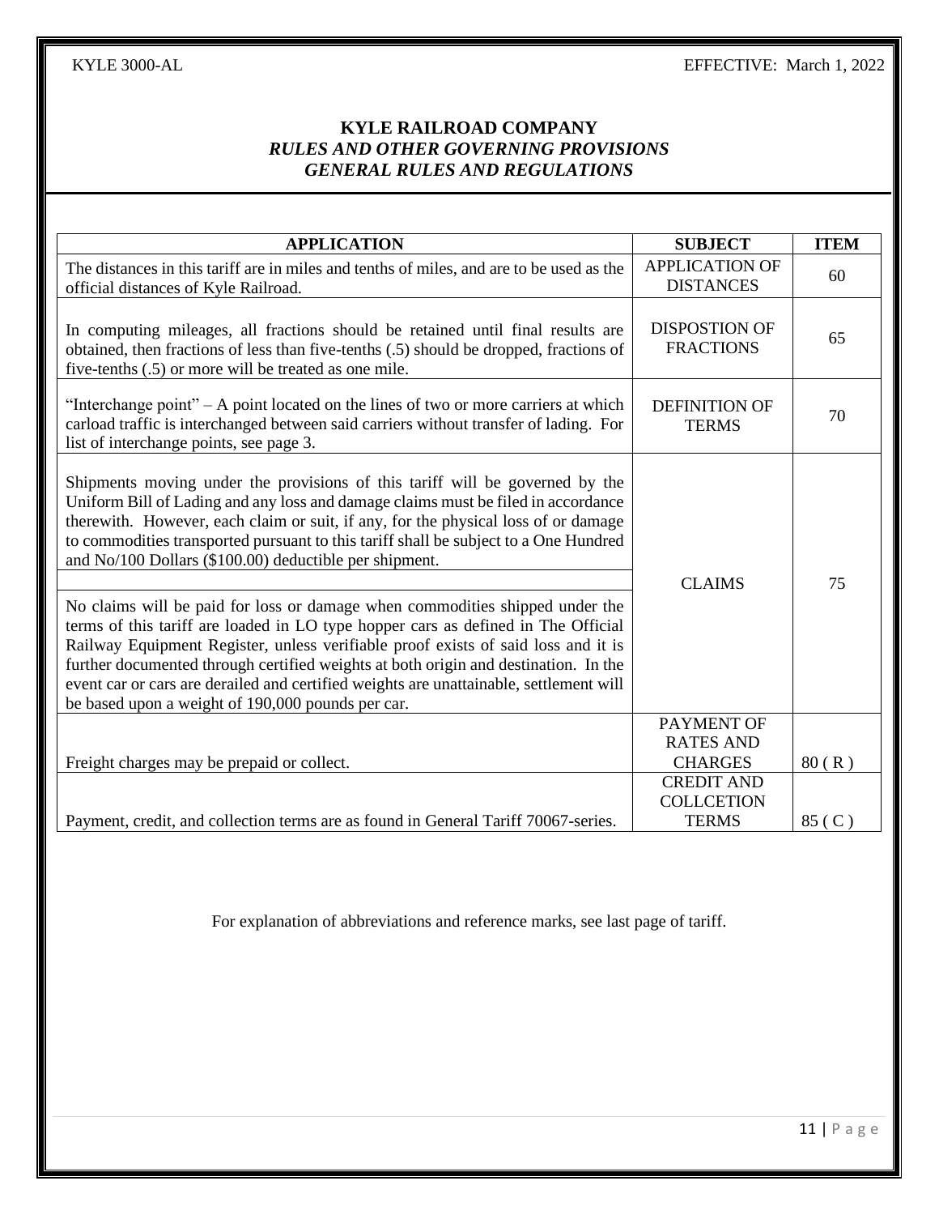## KYLE RAILROAD COMPANY

### *RULES AND OTHER GOVERNING PROVISIONS*
### *GENERAL RULES AND REGULATIONS*

| APPLICATION | SUBJECT | ITEM |
|---|---|---|
| The distances in this tariff are in miles and tenths of miles, and are to be used as the official distances of Kyle Railroad. | APPLICATION OF DISTANCES | 60 |
| In computing mileages, all fractions should be retained until final results are obtained, then fractions of less than five-tenths (.5) should be dropped, fractions of five-tenths (.5) or more will be treated as one mile. | DISPOSTION OF FRACTIONS | 65 |
| "Interchange point" – A point located on the lines of two or more carriers at which carload traffic is interchanged between said carriers without transfer of lading. For list of interchange points, see page 3. | DEFINITION OF TERMS | 70 |
| Shipments moving under the provisions of this tariff will be governed by the Uniform Bill of Lading and any loss and damage claims must be filed in accordance therewith. However, each claim or suit, if any, for the physical loss of or damage to commodities transported pursuant to this tariff shall be subject to a One Hundred and No/100 Dollars ($100.00) deductible per shipment.<br><br>No claims will be paid for loss or damage when commodities shipped under the terms of this tariff are loaded in LO type hopper cars as defined in The Official Railway Equipment Register, unless verifiable proof exists of said loss and it is further documented through certified weights at both origin and destination. In the event car or cars are derailed and certified weights are unattainable, settlement will be based upon a weight of 190,000 pounds per car. | CLAIMS | 75 |
| Freight charges may be prepaid or collect. | PAYMENT OF RATES AND CHARGES | 80 ( R ) |
| Payment, credit, and collection terms are as found in General Tariff 70067-series. | CREDIT AND COLLCETION TERMS | 85 ( C ) |

For explanation of abbreviations and reference marks, see last page of tariff.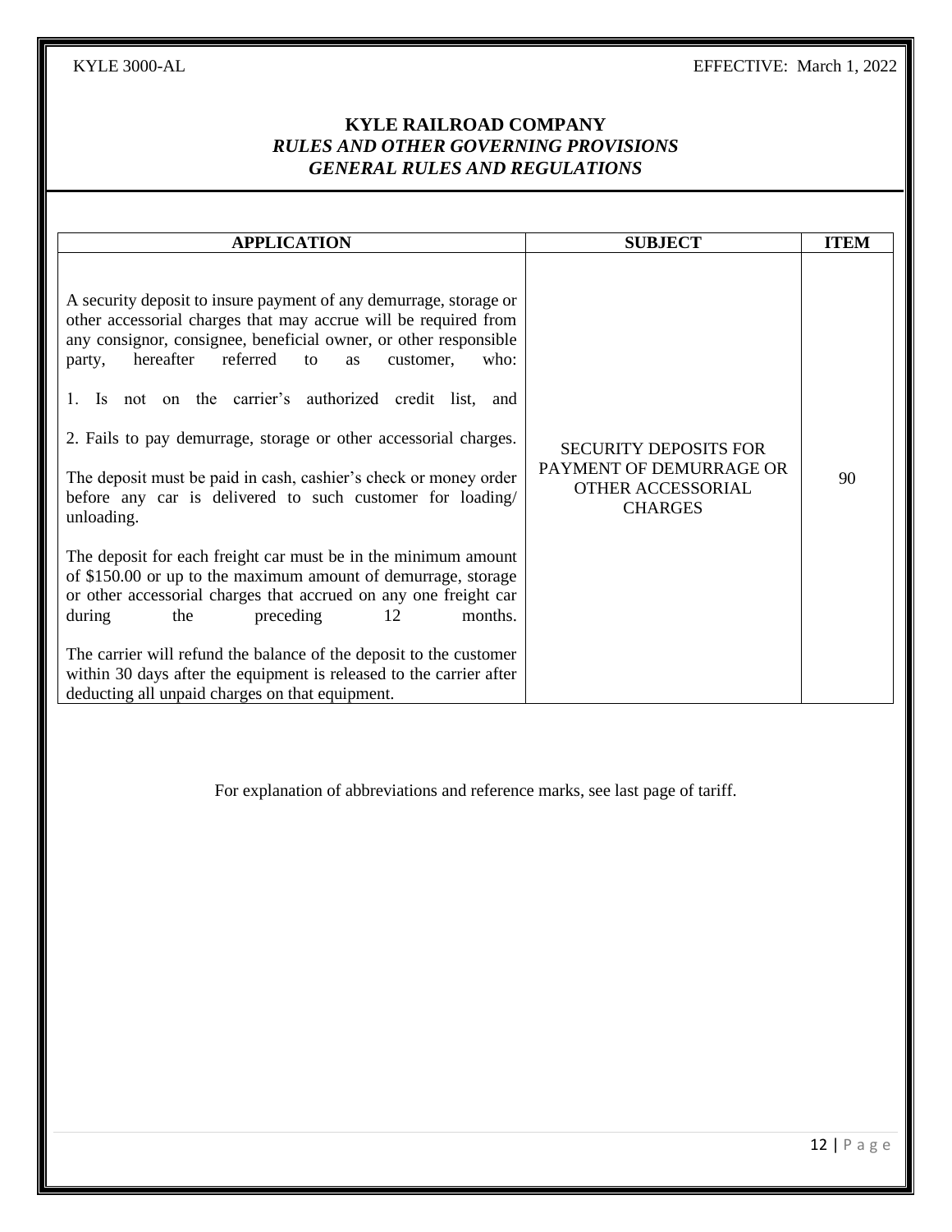**KYLE RAILROAD COMPANY**
***RULES AND OTHER GOVERNING PROVISIONS***
***GENERAL RULES AND REGULATIONS***

| APPLICATION | SUBJECT | ITEM |
|---|---|---|
| A security deposit to insure payment of any demurrage, storage or other accessorial charges that may accrue will be required from any consignor, consignee, beneficial owner, or other responsible party, hereafter referred to as customer, who:<br><br>1. Is not on the carrier's authorized credit list, and<br><br>2. Fails to pay demurrage, storage or other accessorial charges.<br><br>The deposit must be paid in cash, cashier's check or money order before any car is delivered to such customer for loading/ unloading.<br><br>The deposit for each freight car must be in the minimum amount of $150.00 or up to the maximum amount of demurrage, storage or other accessorial charges that accrued on any one freight car during the preceding 12 months.<br><br>The carrier will refund the balance of the deposit to the customer within 30 days after the equipment is released to the carrier after deducting all unpaid charges on that equipment. | SECURITY DEPOSITS FOR PAYMENT OF DEMURRAGE OR OTHER ACCESSORIAL CHARGES | 90 |

For explanation of abbreviations and reference marks, see last page of tariff.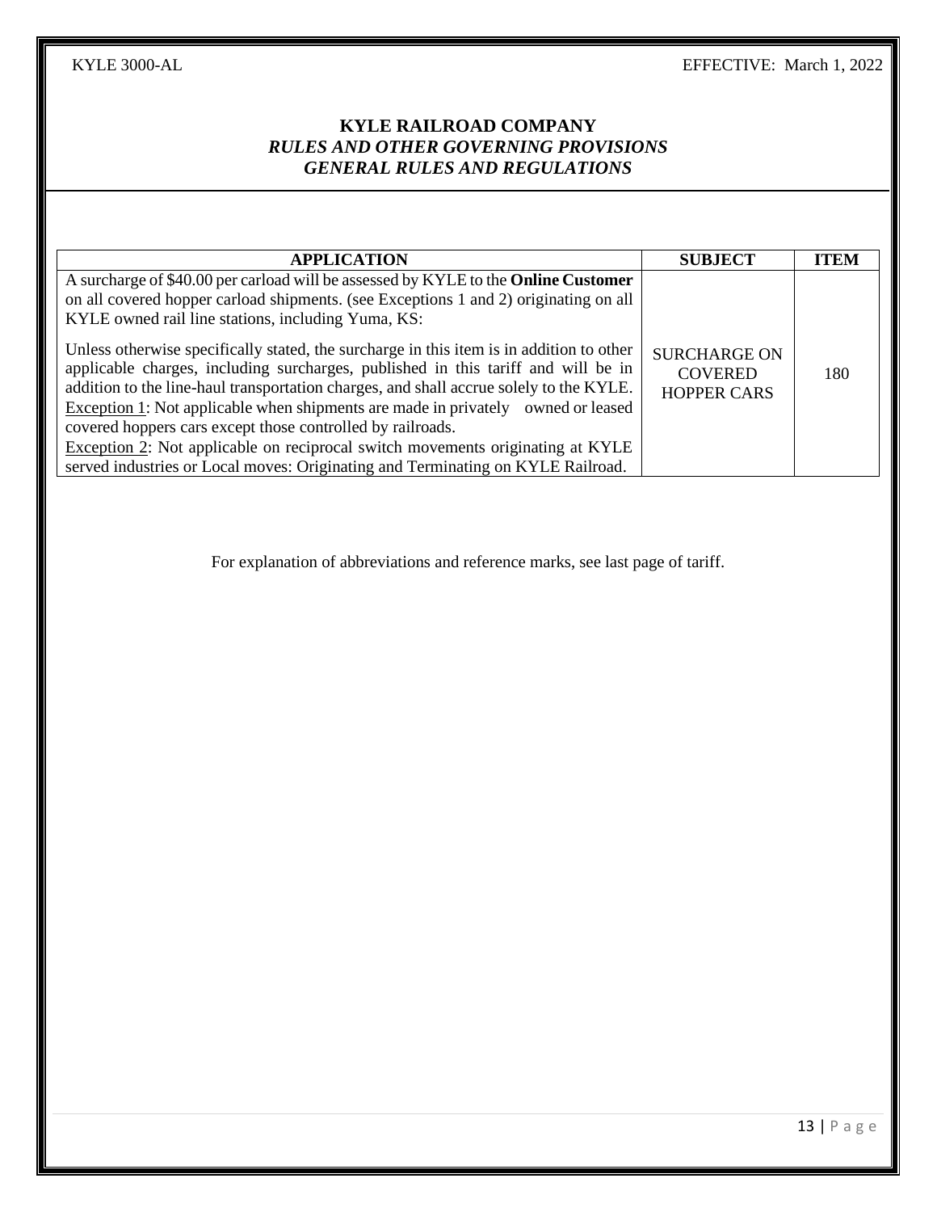**KYLE RAILROAD COMPANY**
***RULES AND OTHER GOVERNING PROVISIONS***
***GENERAL RULES AND REGULATIONS***

| APPLICATION | SUBJECT | ITEM |
|---|---|---|
| A surcharge of $40.00 per carload will be assessed by KYLE to the **Online Customer** on all covered hopper carload shipments. (see Exceptions 1 and 2) originating on all KYLE owned rail line stations, including Yuma, KS:<br><br>Unless otherwise specifically stated, the surcharge in this item is in addition to other applicable charges, including surcharges, published in this tariff and will be in addition to the line-haul transportation charges, and shall accrue solely to the KYLE.<br>Exception 1: Not applicable when shipments are made in privately owned or leased covered hoppers cars except those controlled by railroads.<br>Exception 2: Not applicable on reciprocal switch movements originating at KYLE served industries or Local moves: Originating and Terminating on KYLE Railroad. | SURCHARGE ON COVERED HOPPER CARS | 180 |

For explanation of abbreviations and reference marks, see last page of tariff.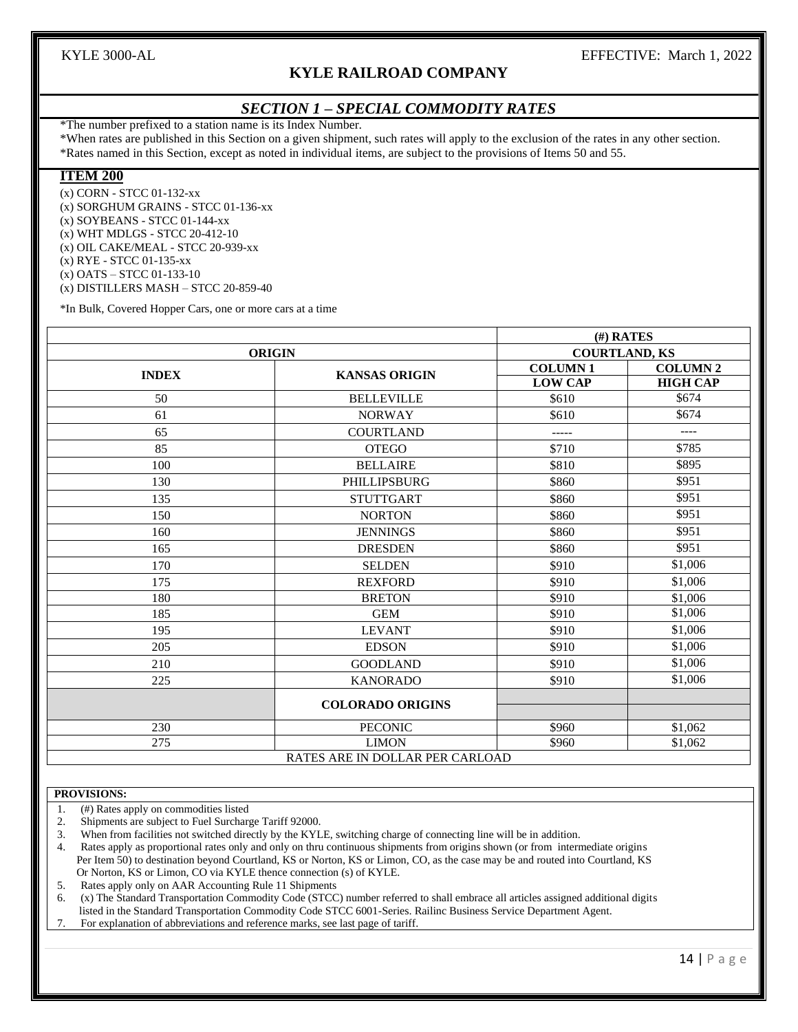## SECTION 1 – SPECIAL COMMODITY RATES

*The number prefixed to a station name is its Index Number.

*When rates are published in this Section on a given shipment, such rates will apply to the exclusion of the rates in any other section.

*Rates named in this Section, except as noted in individual items, are subject to the provisions of Items 50 and 55.

### ITEM 200

(x) CORN - STCC 01-132-xx
(x) SORGHUM GRAINS - STCC 01-136-xx
(x) SOYBEANS - STCC 01-144-xx
(x) WHT MDLGS - STCC 20-412-10
(x) OIL CAKE/MEAL - STCC 20-939-xx
(x) RYE - STCC 01-135-xx
(x) OATS – STCC 01-133-10
(x) DISTILLERS MASH – STCC 20-859-40

*In Bulk, Covered Hopper Cars, one or more cars at a time

| | | (#) RATES | |
|---|---|---|---|
| ORIGIN | | COURTLAND, KS | |
| INDEX | KANSAS ORIGIN | COLUMN 1 LOW CAP | COLUMN 2 HIGH CAP |
| 50 | BELLEVILLE | $610 | $674 |
| 61 | NORWAY | $610 | $674 |
| 65 | COURTLAND | ----- | ---- |
| 85 | OTEGO | $710 | $785 |
| 100 | BELLAIRE | $810 | $895 |
| 130 | PHILLIPSBURG | $860 | $951 |
| 135 | STUTTGART | $860 | $951 |
| 150 | NORTON | $860 | $951 |
| 160 | JENNINGS | $860 | $951 |
| 165 | DRESDEN | $860 | $951 |
| 170 | SELDEN | $910 | $1,006 |
| 175 | REXFORD | $910 | $1,006 |
| 180 | BRETON | $910 | $1,006 |
| 185 | GEM | $910 | $1,006 |
| 195 | LEVANT | $910 | $1,006 |
| 205 | EDSON | $910 | $1,006 |
| 210 | GOODLAND | $910 | $1,006 |
| 225 | KANORADO | $910 | $1,006 |
| | COLORADO ORIGINS | | |
| 230 | PECONIC | $960 | $1,062 |
| 275 | LIMON | $960 | $1,062 |
| RATES ARE IN DOLLAR PER CARLOAD | | | |

**PROVISIONS:**

1. (#) Rates apply on commodities listed
2. Shipments are subject to Fuel Surcharge Tariff 92000.
3. When from facilities not switched directly by the KYLE, switching charge of connecting line will be in addition.
4. Rates apply as proportional rates only and only on thru continuous shipments from origins shown (or from intermediate origins Per Item 50) to destination beyond Courtland, KS or Norton, KS or Limon, CO, as the case may be and routed into Courtland, KS Or Norton, KS or Limon, CO via KYLE thence connection (s) of KYLE.
5. Rates apply only on AAR Accounting Rule 11 Shipments
6. (x) The Standard Transportation Commodity Code (STCC) number referred to shall embrace all articles assigned additional digits listed in the Standard Transportation Commodity Code STCC 6001-Series. Railinc Business Service Department Agent.
7. For explanation of abbreviations and reference marks, see last page of tariff.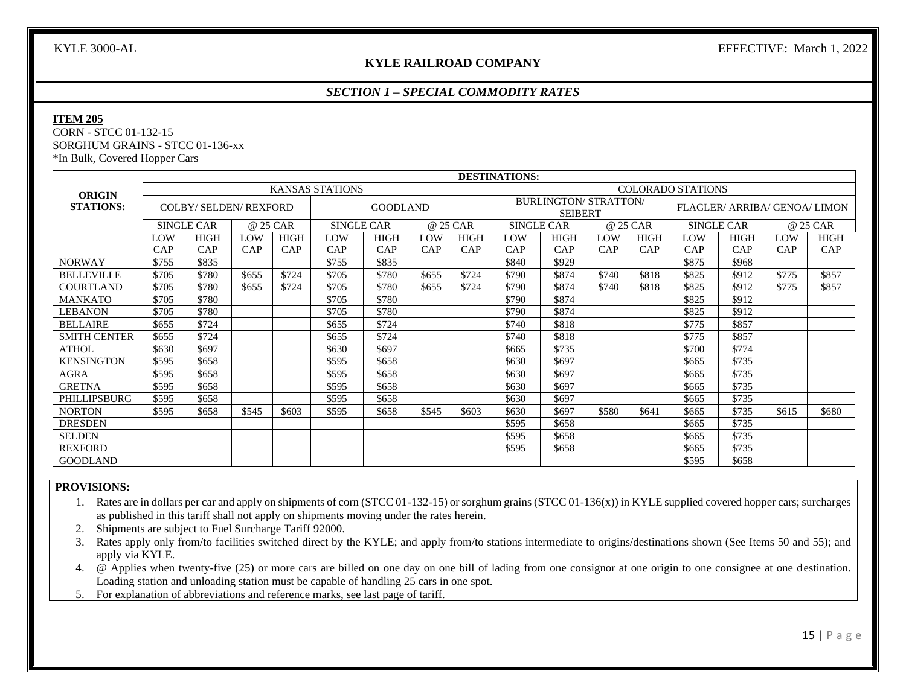KYLE 3000-AL

EFFECTIVE: March 1, 2022

## KYLE RAILROAD COMPANY

### *SECTION 1 – SPECIAL COMMODITY RATES*

**ITEM 205**

CORN - STCC 01-132-15
SORGHUM GRAINS - STCC 01-136-xx
*In Bulk, Covered Hopper Cars

| ORIGIN STATIONS: | DESTINATIONS: | | | | | | | | | | | | | | | |
|---|---|---|---|---|---|---|---|---|---|---|---|---|---|---|---|---|
| | KANSAS STATIONS | | | | | | | | COLORADO STATIONS | | | | | | | |
| | COLBY/ SELDEN/ REXFORD | | | | GOODLAND | | | | BURLINGTON/ STRATTON/ SEIBERT | | | | FLAGLER/ ARRIBA/ GENOA/ LIMON | | | |
| | SINGLE CAR | | @ 25 CAR | | SINGLE CAR | | @ 25 CAR | | SINGLE CAR | | @ 25 CAR | | SINGLE CAR | | @ 25 CAR | |
| | LOW CAP | HIGH CAP | LOW CAP | HIGH CAP | LOW CAP | HIGH CAP | LOW CAP | HIGH CAP | LOW CAP | HIGH CAP | LOW CAP | HIGH CAP | LOW CAP | HIGH CAP | LOW CAP | HIGH CAP |
| NORWAY | $755 | $835 | | | $755 | $835 | | | $840 | $929 | | | $875 | $968 | | |
| BELLEVILLE | $705 | $780 | $655 | $724 | $705 | $780 | $655 | $724 | $790 | $874 | $740 | $818 | $825 | $912 | $775 | $857 |
| COURTLAND | $705 | $780 | $655 | $724 | $705 | $780 | $655 | $724 | $790 | $874 | $740 | $818 | $825 | $912 | $775 | $857 |
| MANKATO | $705 | $780 | | | $705 | $780 | | | $790 | $874 | | | $825 | $912 | | |
| LEBANON | $705 | $780 | | | $705 | $780 | | | $790 | $874 | | | $825 | $912 | | |
| BELLAIRE | $655 | $724 | | | $655 | $724 | | | $740 | $818 | | | $775 | $857 | | |
| SMITH CENTER | $655 | $724 | | | $655 | $724 | | | $740 | $818 | | | $775 | $857 | | |
| ATHOL | $630 | $697 | | | $630 | $697 | | | $665 | $735 | | | $700 | $774 | | |
| KENSINGTON | $595 | $658 | | | $595 | $658 | | | $630 | $697 | | | $665 | $735 | | |
| AGRA | $595 | $658 | | | $595 | $658 | | | $630 | $697 | | | $665 | $735 | | |
| GRETNA | $595 | $658 | | | $595 | $658 | | | $630 | $697 | | | $665 | $735 | | |
| PHILLIPSBURG | $595 | $658 | | | $595 | $658 | | | $630 | $697 | | | $665 | $735 | | |
| NORTON | $595 | $658 | $545 | $603 | $595 | $658 | $545 | $603 | $630 | $697 | $580 | $641 | $665 | $735 | $615 | $680 |
| DRESDEN | | | | | | | | | $595 | $658 | | | $665 | $735 | | |
| SELDEN | | | | | | | | | $595 | $658 | | | $665 | $735 | | |
| REXFORD | | | | | | | | | $595 | $658 | | | $665 | $735 | | |
| GOODLAND | | | | | | | | | | | | | $595 | $658 | | |

**PROVISIONS:**

1. Rates are in dollars per car and apply on shipments of corn (STCC 01-132-15) or sorghum grains (STCC 01-136(x)) in KYLE supplied covered hopper cars; surcharges as published in this tariff shall not apply on shipments moving under the rates herein.
2. Shipments are subject to Fuel Surcharge Tariff 92000.
3. Rates apply only from/to facilities switched direct by the KYLE; and apply from/to stations intermediate to origins/destinations shown (See Items 50 and 55); and apply via KYLE.
4. @ Applies when twenty-five (25) or more cars are billed on one day on one bill of lading from one consignor at one origin to one consignee at one destination. Loading station and unloading station must be capable of handling 25 cars in one spot.
5. For explanation of abbreviations and reference marks, see last page of tariff.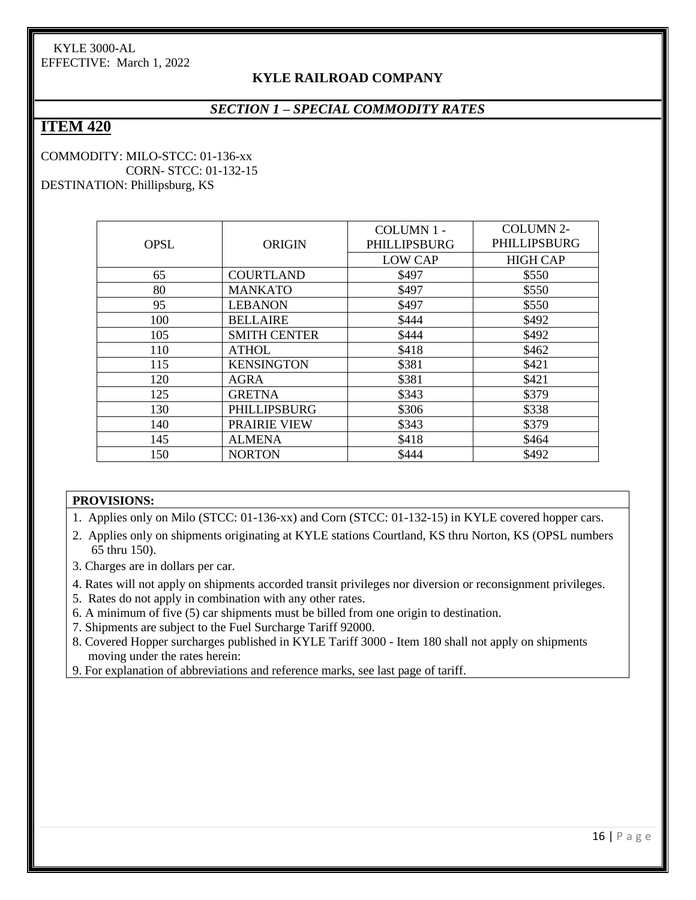KYLE 3000-AL
EFFECTIVE: March 1, 2022

**KYLE RAILROAD COMPANY**

***SECTION 1 – SPECIAL COMMODITY RATES***

## ITEM 420

COMMODITY: MILO-STCC: 01-136-xx
CORN- STCC: 01-132-15
DESTINATION: Phillipsburg, KS

| OPSL | ORIGIN | COLUMN 1 - PHILLIPSBURG | COLUMN 2- PHILLIPSBURG |
|---|---|---|---|
| | | LOW CAP | HIGH CAP |
| 65 | COURTLAND | $497 | $550 |
| 80 | MANKATO | $497 | $550 |
| 95 | LEBANON | $497 | $550 |
| 100 | BELLAIRE | $444 | $492 |
| 105 | SMITH CENTER | $444 | $492 |
| 110 | ATHOL | $418 | $462 |
| 115 | KENSINGTON | $381 | $421 |
| 120 | AGRA | $381 | $421 |
| 125 | GRETNA | $343 | $379 |
| 130 | PHILLIPSBURG | $306 | $338 |
| 140 | PRAIRIE VIEW | $343 | $379 |
| 145 | ALMENA | $418 | $464 |
| 150 | NORTON | $444 | $492 |

**PROVISIONS:**

1. Applies only on Milo (STCC: 01-136-xx) and Corn (STCC: 01-132-15) in KYLE covered hopper cars.
2. Applies only on shipments originating at KYLE stations Courtland, KS thru Norton, KS (OPSL numbers 65 thru 150).
3. Charges are in dollars per car.
4. Rates will not apply on shipments accorded transit privileges nor diversion or reconsignment privileges.
5. Rates do not apply in combination with any other rates.
6. A minimum of five (5) car shipments must be billed from one origin to destination.
7. Shipments are subject to the Fuel Surcharge Tariff 92000.
8. Covered Hopper surcharges published in KYLE Tariff 3000 - Item 180 shall not apply on shipments moving under the rates herein:
9. For explanation of abbreviations and reference marks, see last page of tariff.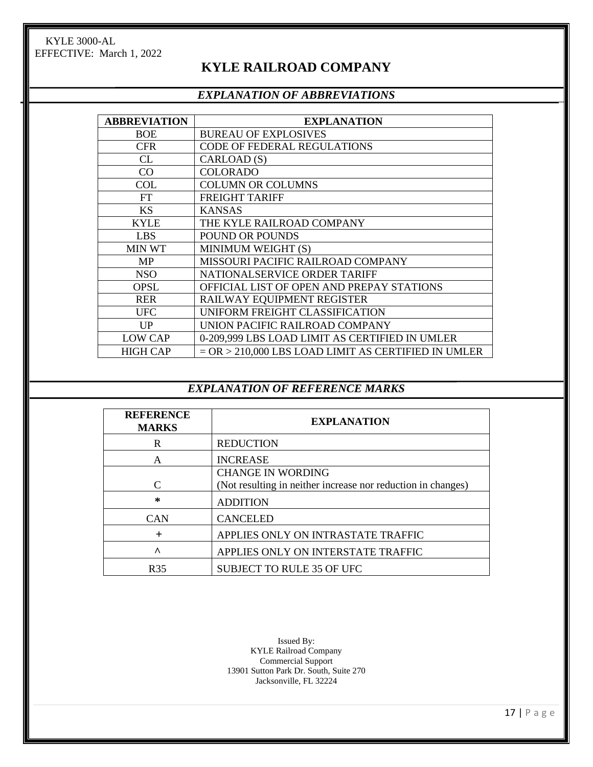KYLE 3000-AL
EFFECTIVE: March 1, 2022

# KYLE RAILROAD COMPANY

## *EXPLANATION OF ABBREVIATIONS*

| ABBREVIATION | EXPLANATION |
|---|---|
| BOE | BUREAU OF EXPLOSIVES |
| CFR | CODE OF FEDERAL REGULATIONS |
| CL | CARLOAD (S) |
| CO | COLORADO |
| COL | COLUMN OR COLUMNS |
| FT | FREIGHT TARIFF |
| KS | KANSAS |
| KYLE | THE KYLE RAILROAD COMPANY |
| LBS | POUND OR POUNDS |
| MIN WT | MINIMUM WEIGHT (S) |
| MP | MISSOURI PACIFIC RAILROAD COMPANY |
| NSO | NATIONALSERVICE ORDER TARIFF |
| OPSL | OFFICIAL LIST OF OPEN AND PREPAY STATIONS |
| RER | RAILWAY EQUIPMENT REGISTER |
| UFC | UNIFORM FREIGHT CLASSIFICATION |
| UP | UNION PACIFIC RAILROAD COMPANY |
| LOW CAP | 0-209,999 LBS LOAD LIMIT AS CERTIFIED IN UMLER |
| HIGH CAP | = OR > 210,000 LBS LOAD LIMIT AS CERTIFIED IN UMLER |

## *EXPLANATION OF REFERENCE MARKS*

| REFERENCE MARKS | EXPLANATION |
|---|---|
| R | REDUCTION |
| A | INCREASE |
| C | CHANGE IN WORDING<br>(Not resulting in neither increase nor reduction in changes) |
| * | ADDITION |
| CAN | CANCELED |
| + | APPLIES ONLY ON INTRASTATE TRAFFIC |
| ^ | APPLIES ONLY ON INTERSTATE TRAFFIC |
| R35 | SUBJECT TO RULE 35 OF UFC |

Issued By:
KYLE Railroad Company
Commercial Support
13901 Sutton Park Dr. South, Suite 270
Jacksonville, FL 32224